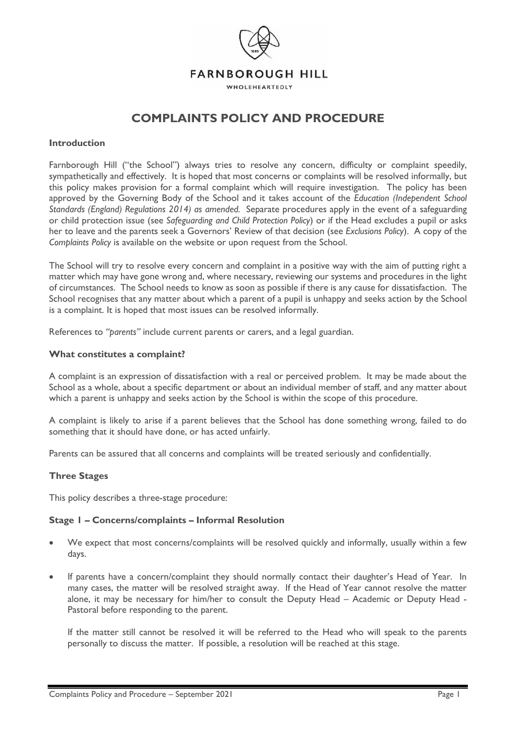FARNBOROUGH HILL

WHOLEHEARTEDLY

# COMPLAINTS POLICY AND PROCEDURE

## Introduction

Farnborough Hill ("the School") always tries to resolve any concern, difficulty or complaint speedily, sympathetically and effectively. It is hoped that most concerns or complaints will be resolved informally, but this policy makes provision for a formal complaint which will require investigation. The policy has been approved by the Governing Body of the School and it takes account of the *Education (Independent School Standards (England) Regulations 2014) as amended.* Separate procedures apply in the event of a safeguarding or child protection issue (see *Safeguarding and Child Protection Policy*) or if the Head excludes a pupil or asks her to leave and the parents seek a Governors' Review of that decision (see *Exclusions Policy*). A copy of the *Complaints Policy* is available on the website or upon request from the School.

The School will try to resolve every concern and complaint in a positive way with the aim of putting right a matter which may have gone wrong and, where necessary, reviewing our systems and procedures in the light of circumstances. The School needs to know as soon as possible if there is any cause for dissatisfaction. The School recognises that any matter about which a parent of a pupil is unhappy and seeks action by the School is a complaint. It is hoped that most issues can be resolved informally.

References to *"parents"* include current parents or carers, and a legal guardian.

## What constitutes a complaint?

A complaint is an expression of dissatisfaction with a real or perceived problem. It may be made about the School as a whole, about a specific department or about an individual member of staff, and any matter about which a parent is unhappy and seeks action by the School is within the scope of this procedure.

A complaint is likely to arise if a parent believes that the School has done something wrong, failed to do something that it should have done, or has acted unfairly.

Parents can be assured that all concerns and complaints will be treated seriously and confidentially.

## Three Stages

This policy describes a three-stage procedure:

### Stage 1 – Concerns/complaints – Informal Resolution

- We expect that most concerns/complaints will be resolved quickly and informally, usually within a few days.
- If parents have a concern/complaint they should normally contact their daughter's Head of Year. In many cases, the matter will be resolved straight away. If the Head of Year cannot resolve the matter alone, it may be necessary for him/her to consult the Deputy Head – Academic or Deputy Head - Pastoral before responding to the parent.

  If the matter still cannot be resolved it will be referred to the Head who will speak to the parents personally to discuss the matter. If possible, a resolution will be reached at this stage.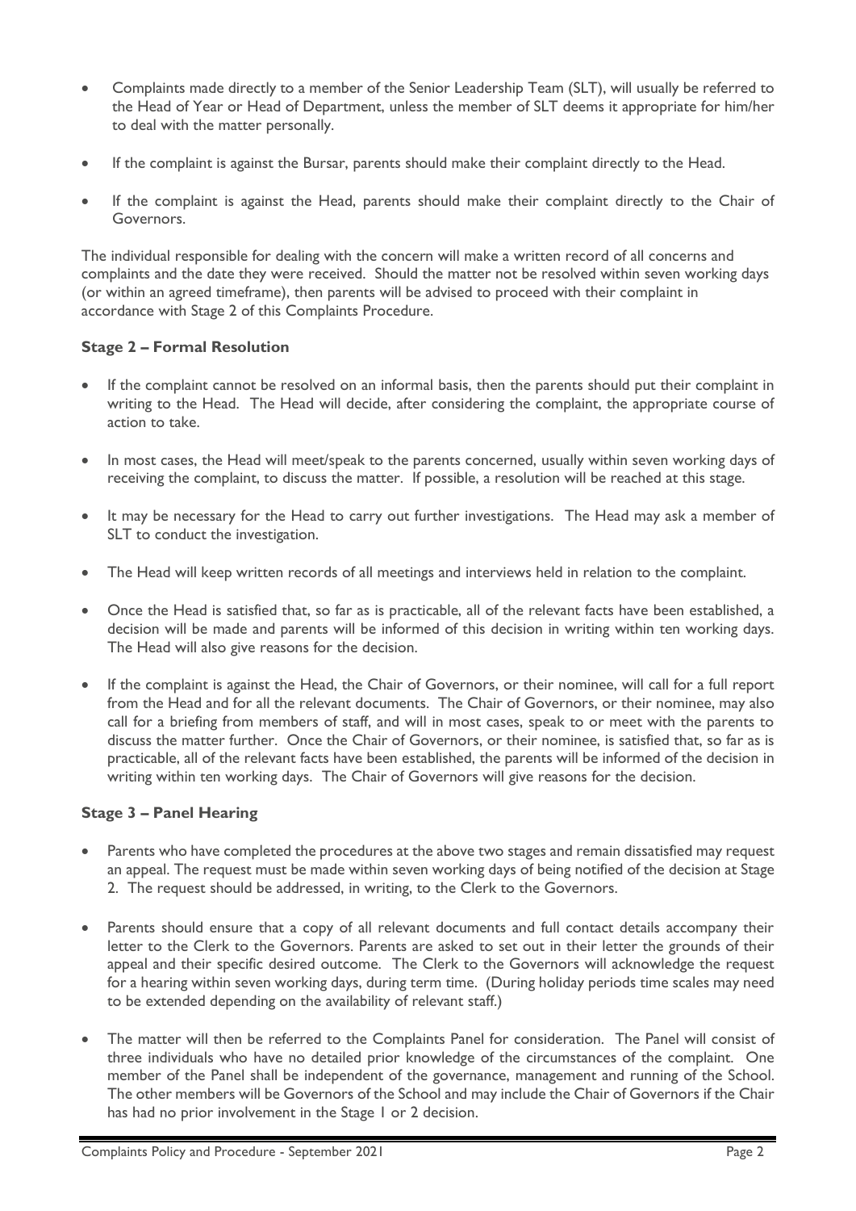- Complaints made directly to a member of the Senior Leadership Team (SLT), will usually be referred to the Head of Year or Head of Department, unless the member of SLT deems it appropriate for him/her to deal with the matter personally.

- If the complaint is against the Bursar, parents should make their complaint directly to the Head.

- If the complaint is against the Head, parents should make their complaint directly to the Chair of Governors.

The individual responsible for dealing with the concern will make a written record of all concerns and complaints and the date they were received. Should the matter not be resolved within seven working days (or within an agreed timeframe), then parents will be advised to proceed with their complaint in accordance with Stage 2 of this Complaints Procedure.

### Stage 2 – Formal Resolution

- If the complaint cannot be resolved on an informal basis, then the parents should put their complaint in writing to the Head. The Head will decide, after considering the complaint, the appropriate course of action to take.

- In most cases, the Head will meet/speak to the parents concerned, usually within seven working days of receiving the complaint, to discuss the matter. If possible, a resolution will be reached at this stage.

- It may be necessary for the Head to carry out further investigations. The Head may ask a member of SLT to conduct the investigation.

- The Head will keep written records of all meetings and interviews held in relation to the complaint.

- Once the Head is satisfied that, so far as is practicable, all of the relevant facts have been established, a decision will be made and parents will be informed of this decision in writing within ten working days. The Head will also give reasons for the decision.

- If the complaint is against the Head, the Chair of Governors, or their nominee, will call for a full report from the Head and for all the relevant documents. The Chair of Governors, or their nominee, may also call for a briefing from members of staff, and will in most cases, speak to or meet with the parents to discuss the matter further. Once the Chair of Governors, or their nominee, is satisfied that, so far as is practicable, all of the relevant facts have been established, the parents will be informed of the decision in writing within ten working days. The Chair of Governors will give reasons for the decision.

### Stage 3 – Panel Hearing

- Parents who have completed the procedures at the above two stages and remain dissatisfied may request an appeal. The request must be made within seven working days of being notified of the decision at Stage 2. The request should be addressed, in writing, to the Clerk to the Governors.

- Parents should ensure that a copy of all relevant documents and full contact details accompany their letter to the Clerk to the Governors. Parents are asked to set out in their letter the grounds of their appeal and their specific desired outcome. The Clerk to the Governors will acknowledge the request for a hearing within seven working days, during term time. (During holiday periods time scales may need to be extended depending on the availability of relevant staff.)

- The matter will then be referred to the Complaints Panel for consideration. The Panel will consist of three individuals who have no detailed prior knowledge of the circumstances of the complaint. One member of the Panel shall be independent of the governance, management and running of the School. The other members will be Governors of the School and may include the Chair of Governors if the Chair has had no prior involvement in the Stage 1 or 2 decision.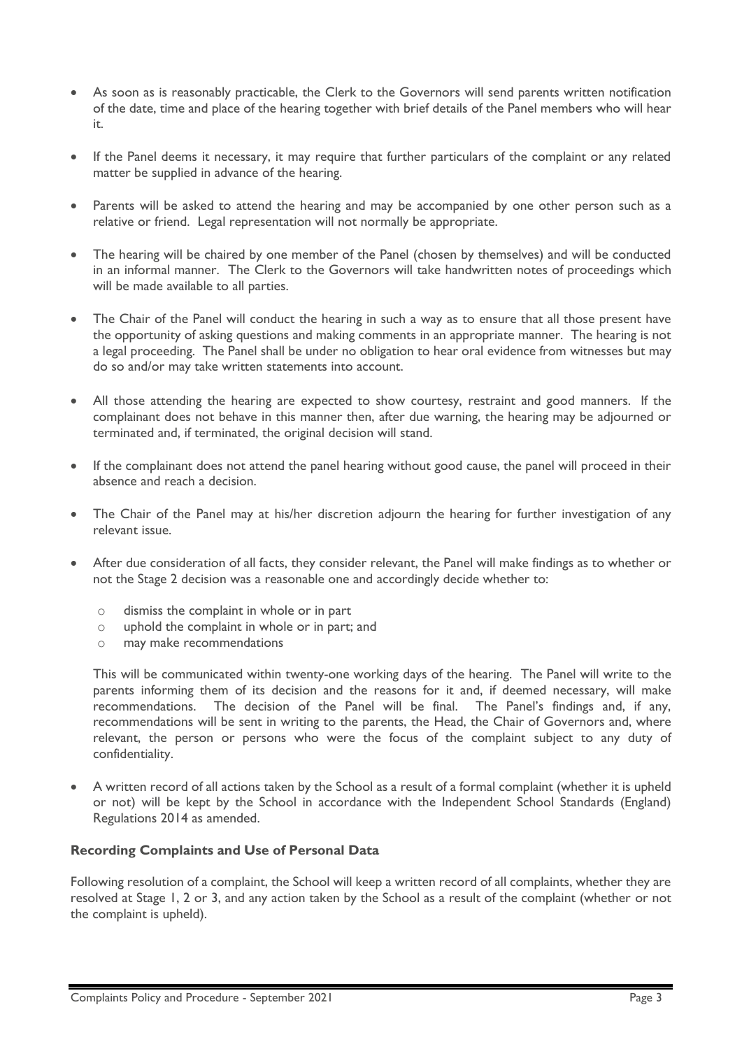- As soon as is reasonably practicable, the Clerk to the Governors will send parents written notification of the date, time and place of the hearing together with brief details of the Panel members who will hear it.

- If the Panel deems it necessary, it may require that further particulars of the complaint or any related matter be supplied in advance of the hearing.

- Parents will be asked to attend the hearing and may be accompanied by one other person such as a relative or friend. Legal representation will not normally be appropriate.

- The hearing will be chaired by one member of the Panel (chosen by themselves) and will be conducted in an informal manner. The Clerk to the Governors will take handwritten notes of proceedings which will be made available to all parties.

- The Chair of the Panel will conduct the hearing in such a way as to ensure that all those present have the opportunity of asking questions and making comments in an appropriate manner. The hearing is not a legal proceeding. The Panel shall be under no obligation to hear oral evidence from witnesses but may do so and/or may take written statements into account.

- All those attending the hearing are expected to show courtesy, restraint and good manners. If the complainant does not behave in this manner then, after due warning, the hearing may be adjourned or terminated and, if terminated, the original decision will stand.

- If the complainant does not attend the panel hearing without good cause, the panel will proceed in their absence and reach a decision.

- The Chair of the Panel may at his/her discretion adjourn the hearing for further investigation of any relevant issue.

- After due consideration of all facts, they consider relevant, the Panel will make findings as to whether or not the Stage 2 decision was a reasonable one and accordingly decide whether to:

    - dismiss the complaint in whole or in part
    - uphold the complaint in whole or in part; and
    - may make recommendations

  This will be communicated within twenty-one working days of the hearing. The Panel will write to the parents informing them of its decision and the reasons for it and, if deemed necessary, will make recommendations. The decision of the Panel will be final. The Panel's findings and, if any, recommendations will be sent in writing to the parents, the Head, the Chair of Governors and, where relevant, the person or persons who were the focus of the complaint subject to any duty of confidentiality.

- A written record of all actions taken by the School as a result of a formal complaint (whether it is upheld or not) will be kept by the School in accordance with the Independent School Standards (England) Regulations 2014 as amended.

**Recording Complaints and Use of Personal Data**

Following resolution of a complaint, the School will keep a written record of all complaints, whether they are resolved at Stage 1, 2 or 3, and any action taken by the School as a result of the complaint (whether or not the complaint is upheld).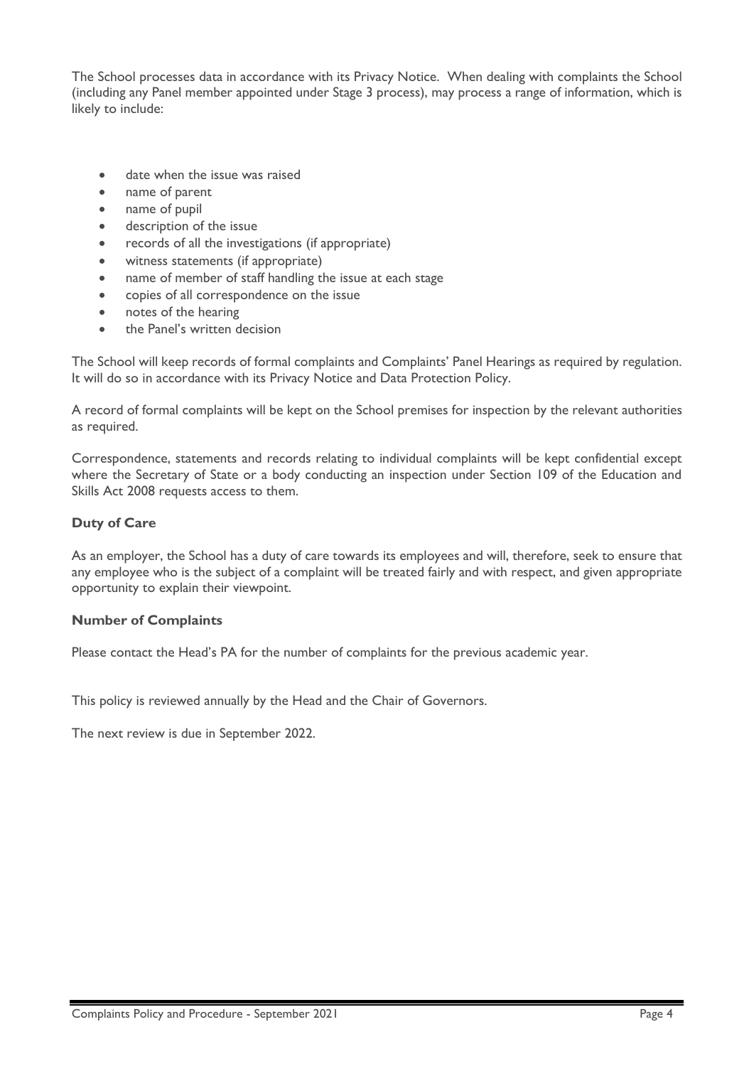The School processes data in accordance with its Privacy Notice. When dealing with complaints the School (including any Panel member appointed under Stage 3 process), may process a range of information, which is likely to include:

- date when the issue was raised
- name of parent
- name of pupil
- description of the issue
- records of all the investigations (if appropriate)
- witness statements (if appropriate)
- name of member of staff handling the issue at each stage
- copies of all correspondence on the issue
- notes of the hearing
- the Panel's written decision

The School will keep records of formal complaints and Complaints' Panel Hearings as required by regulation. It will do so in accordance with its Privacy Notice and Data Protection Policy.

A record of formal complaints will be kept on the School premises for inspection by the relevant authorities as required.

Correspondence, statements and records relating to individual complaints will be kept confidential except where the Secretary of State or a body conducting an inspection under Section 109 of the Education and Skills Act 2008 requests access to them.

**Duty of Care**

As an employer, the School has a duty of care towards its employees and will, therefore, seek to ensure that any employee who is the subject of a complaint will be treated fairly and with respect, and given appropriate opportunity to explain their viewpoint.

**Number of Complaints**

Please contact the Head's PA for the number of complaints for the previous academic year.

This policy is reviewed annually by the Head and the Chair of Governors.

The next review is due in September 2022.